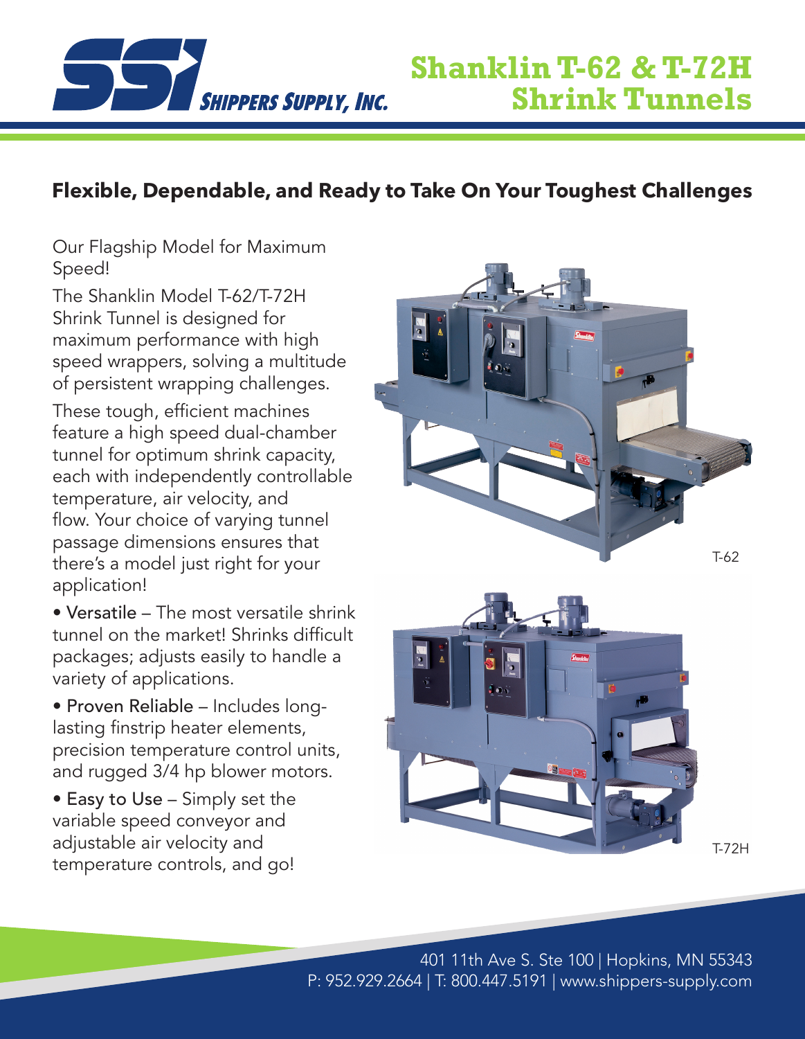# Shanklin T-62 & T-72H Shrink Tunnels

## Flexible, Dependable, and Ready to Take On Your Toughest Challenges

Our Flagship Model for Maximum Speed!

The Shanklin Model T-62/T-72H Shrink Tunnel is designed for maximum performance with high speed wrappers, solving a multitude of persistent wrapping challenges.

These tough, efficient machines feature a high speed dual-chamber tunnel for optimum shrink capacity, each with independently controllable temperature, air velocity, and flow. Your choice of varying tunnel passage dimensions ensures that there's a model just right for your application!

- Versatile – The most versatile shrink tunnel on the market! Shrinks difficult packages; adjusts easily to handle a variety of applications.
- Proven Reliable – Includes long-lasting finstrip heater elements, precision temperature control units, and rugged 3/4 hp blower motors.
- Easy to Use – Simply set the variable speed conveyor and adjustable air velocity and temperature controls, and go!

T-62

T-72H

401 11th Ave S. Ste 100 | Hopkins, MN 55343
P: 952.929.2664 | T: 800.447.5191 | www.shippers-supply.com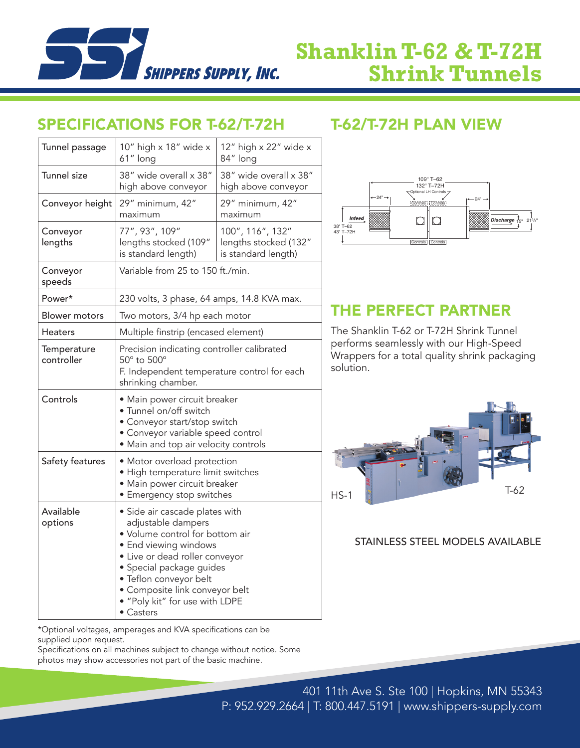# Shanklin T-62 & T-72H Shrink Tunnels

## SPECIFICATIONS FOR T-62/T-72H

| | | |
|---|---|---|
| Tunnel passage | 10" high x 18" wide x 61" long | 12" high x 22" wide x 84" long |
| Tunnel size | 38" wide overall x 38" high above conveyor | 38" wide overall x 38" high above conveyor |
| Conveyor height | 29" minimum, 42" maximum | 29" minimum, 42" maximum |
| Conveyor lengths | 77", 93", 109" lengths stocked (109" is standard length) | 100", 116", 132" lengths stocked (132" is standard length) |
| Conveyor speeds | Variable from 25 to 150 ft./min. | |
| Power* | 230 volts, 3 phase, 64 amps, 14.8 KVA max. | |
| Blower motors | Two motors, 3/4 hp each motor | |
| Heaters | Multiple finstrip (encased element) | |
| Temperature controller | Precision indicating controller calibrated 50° to 500° F. Independent temperature control for each shrinking chamber. | |
| Controls | • Main power circuit breaker • Tunnel on/off switch • Conveyor start/stop switch • Conveyor variable speed control • Main and top air velocity controls | |
| Safety features | • Motor overload protection • High temperature limit switches • Main power circuit breaker • Emergency stop switches | |
| Available options | • Side air cascade plates with adjustable dampers • Volume control for bottom air • End viewing windows • Live or dead roller conveyor • Special package guides • Teflon conveyor belt • Composite link conveyor belt • "Poly kit" for use with LDPE • Casters | |

*Optional voltages, amperages and KVA specifications can be supplied upon request.

Specifications on all machines subject to change without notice. Some photos may show accessories not part of the basic machine.

## T-62/T-72H PLAN VIEW

109" T–62
132" T–72H
Optional LH Controls
24"
24"
Controls Controls
Infeed
Discharge
5"
21¾"
38" T–62
43" T–72H
Controls Controls

## THE PERFECT PARTNER

The Shanklin T-62 or T-72H Shrink Tunnel performs seamlessly with our High-Speed Wrappers for a total quality shrink packaging solution.

HS-1
T-62

STAINLESS STEEL MODELS AVAILABLE

401 11th Ave S. Ste 100 | Hopkins, MN 55343
P: 952.929.2664 | T: 800.447.5191 | www.shippers-supply.com